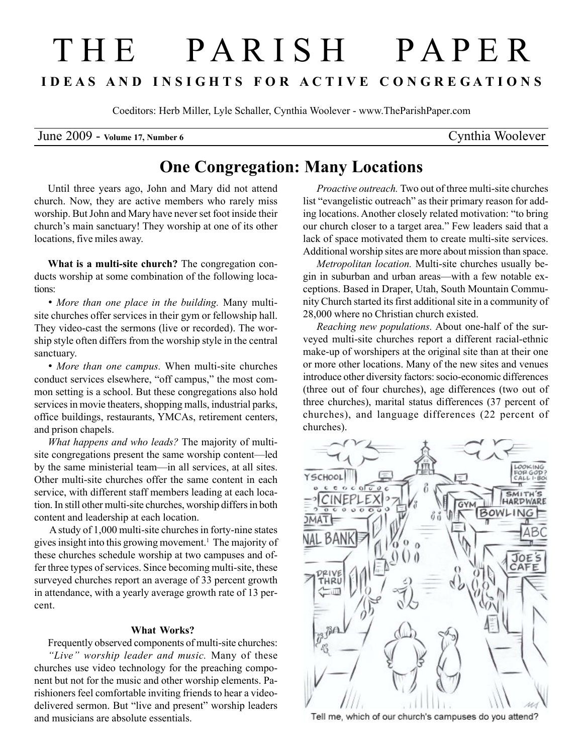# THE PARISH PAPER

**IDEAS AND INSIGHTS FOR ACTIVE CONGREGATIONS**

Coeditors: Herb Miller, Lyle Schaller, Cynthia Woolever - www.TheParishPaper.com

June 2009 - **Volume 17, Number 6** Cynthia Woolever

## One Congregation: Many Locations

Until three years ago, John and Mary did not attend church. Now, they are active members who rarely miss worship. But John and Mary have never set foot inside their church's main sanctuary! They worship at one of its other locations, five miles away.

**What is a multi-site church?** The congregation conducts worship at some combination of the following locations:

• *More than one place in the building.* Many multi-site churches offer services in their gym or fellowship hall. They video-cast the sermons (live or recorded). The worship style often differs from the worship style in the central sanctuary.

• *More than one campus.* When multi-site churches conduct services elsewhere, "off campus," the most common setting is a school. But these congregations also hold services in movie theaters, shopping malls, industrial parks, office buildings, restaurants, YMCAs, retirement centers, and prison chapels.

*What happens and who leads?* The majority of multi-site congregations present the same worship content—led by the same ministerial team—in all services, at all sites. Other multi-site churches offer the same content in each service, with different staff members leading at each location. In still other multi-site churches, worship differs in both content and leadership at each location.

A study of 1,000 multi-site churches in forty-nine states gives insight into this growing movement.[1] The majority of these churches schedule worship at two campuses and offer three types of services. Since becoming multi-site, these surveyed churches report an average of 33 percent growth in attendance, with a yearly average growth rate of 13 percent.

### What Works?

Frequently observed components of multi-site churches:

*"Live" worship leader and music.* Many of these churches use video technology for the preaching component but not for the music and other worship elements. Parishioners feel comfortable inviting friends to hear a video-delivered sermon. But "live and present" worship leaders and musicians are absolute essentials.

*Proactive outreach.* Two out of three multi-site churches list "evangelistic outreach" as their primary reason for adding locations. Another closely related motivation: "to bring our church closer to a target area." Few leaders said that a lack of space motivated them to create multi-site services. Additional worship sites are more about mission than space.

*Metropolitan location.* Multi-site churches usually begin in suburban and urban areas—with a few notable exceptions. Based in Draper, Utah, South Mountain Community Church started its first additional site in a community of 28,000 where no Christian church existed.

*Reaching new populations.* About one-half of the surveyed multi-site churches report a different racial-ethnic make-up of worshipers at the original site than at their one or more other locations. Many of the new sites and venues introduce other diversity factors: socio-economic differences (three out of four churches), age differences (two out of three churches), marital status differences (37 percent of churches), and language differences (22 percent of churches).

Tell me, which of our church's campuses do you attend?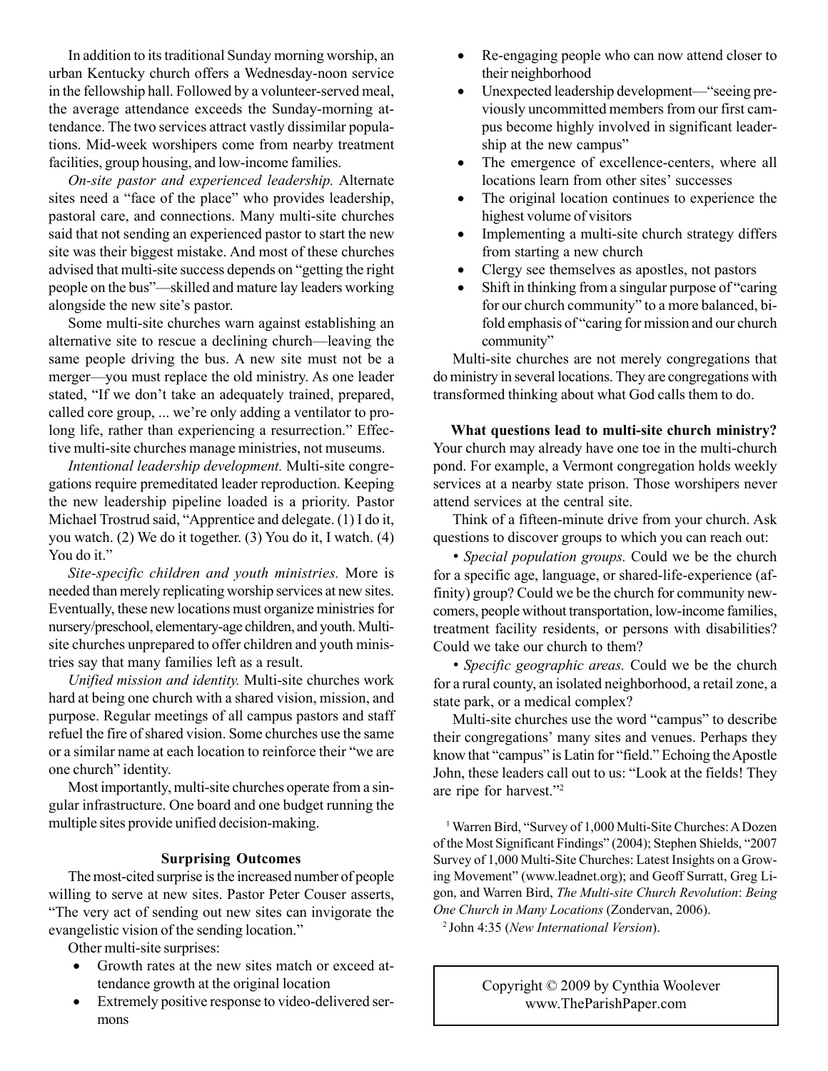In addition to its traditional Sunday morning worship, an urban Kentucky church offers a Wednesday-noon service in the fellowship hall. Followed by a volunteer-served meal, the average attendance exceeds the Sunday-morning attendance. The two services attract vastly dissimilar populations. Mid-week worshipers come from nearby treatment facilities, group housing, and low-income families.

*On-site pastor and experienced leadership.* Alternate sites need a "face of the place" who provides leadership, pastoral care, and connections. Many multi-site churches said that not sending an experienced pastor to start the new site was their biggest mistake. And most of these churches advised that multi-site success depends on "getting the right people on the bus"—skilled and mature lay leaders working alongside the new site's pastor.

Some multi-site churches warn against establishing an alternative site to rescue a declining church—leaving the same people driving the bus. A new site must not be a merger—you must replace the old ministry. As one leader stated, "If we don't take an adequately trained, prepared, called core group, ... we're only adding a ventilator to prolong life, rather than experiencing a resurrection." Effective multi-site churches manage ministries, not museums.

*Intentional leadership development.* Multi-site congregations require premeditated leader reproduction. Keeping the new leadership pipeline loaded is a priority. Pastor Michael Trostrud said, "Apprentice and delegate. (1) I do it, you watch. (2) We do it together. (3) You do it, I watch. (4) You do it."

*Site-specific children and youth ministries.* More is needed than merely replicating worship services at new sites. Eventually, these new locations must organize ministries for nursery/preschool, elementary-age children, and youth. Multi-site churches unprepared to offer children and youth ministries say that many families left as a result.

*Unified mission and identity.* Multi-site churches work hard at being one church with a shared vision, mission, and purpose. Regular meetings of all campus pastors and staff refuel the fire of shared vision. Some churches use the same or a similar name at each location to reinforce their "we are one church" identity.

Most importantly, multi-site churches operate from a singular infrastructure. One board and one budget running the multiple sites provide unified decision-making.

### Surprising Outcomes

The most-cited surprise is the increased number of people willing to serve at new sites. Pastor Peter Couser asserts, "The very act of sending out new sites can invigorate the evangelistic vision of the sending location."

Other multi-site surprises:

- Growth rates at the new sites match or exceed attendance growth at the original location
- Extremely positive response to video-delivered sermons
- Re-engaging people who can now attend closer to their neighborhood
- Unexpected leadership development—"seeing previously uncommitted members from our first campus become highly involved in significant leadership at the new campus"
- The emergence of excellence-centers, where all locations learn from other sites' successes
- The original location continues to experience the highest volume of visitors
- Implementing a multi-site church strategy differs from starting a new church
- Clergy see themselves as apostles, not pastors
- Shift in thinking from a singular purpose of "caring for our church community" to a more balanced, bi-fold emphasis of "caring for mission and our church community"

Multi-site churches are not merely congregations that do ministry in several locations. They are congregations with transformed thinking about what God calls them to do.

**What questions lead to multi-site church ministry?** Your church may already have one toe in the multi-church pond. For example, a Vermont congregation holds weekly services at a nearby state prison. Those worshipers never attend services at the central site.

Think of a fifteen-minute drive from your church. Ask questions to discover groups to which you can reach out:

• *Special population groups.* Could we be the church for a specific age, language, or shared-life-experience (affinity) group? Could we be the church for community newcomers, people without transportation, low-income families, treatment facility residents, or persons with disabilities? Could we take our church to them?

• *Specific geographic areas.* Could we be the church for a rural county, an isolated neighborhood, a retail zone, a state park, or a medical complex?

Multi-site churches use the word "campus" to describe their congregations' many sites and venues. Perhaps they know that "campus" is Latin for "field." Echoing the Apostle John, these leaders call out to us: "Look at the fields! They are ripe for harvest."[2]

[1] Warren Bird, "Survey of 1,000 Multi-Site Churches: A Dozen of the Most Significant Findings" (2004); Stephen Shields, "2007 Survey of 1,000 Multi-Site Churches: Latest Insights on a Growing Movement" (www.leadnet.org); and Geoff Surratt, Greg Ligon, and Warren Bird, *The Multi-site Church Revolution*: *Being One Church in Many Locations* (Zondervan, 2006).

[2] John 4:35 (*New International Version*).

Copyright © 2009 by Cynthia Woolever
www.TheParishPaper.com